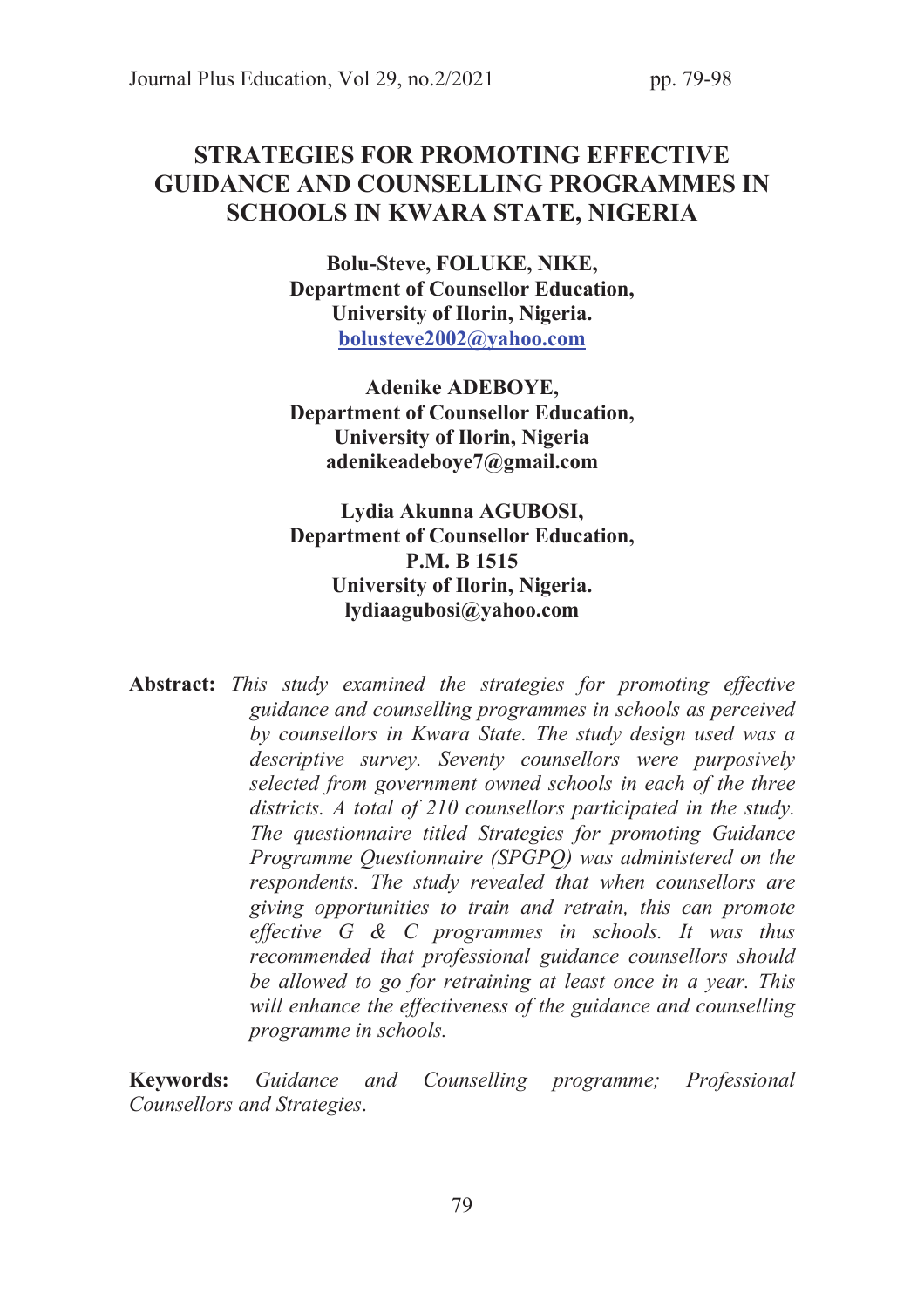# STRATEGIES FOR PROMOTING EFFECTIVE GUIDANCE AND COUNSELLING PROGRAMMES IN SCHOOLS IN KWARA STATE, NIGERIA

**Bolu-Steve, FOLUKE, NIKE,**
**Department of Counsellor Education,**
**University of Ilorin, Nigeria.**
**bolusteve2002@yahoo.com**

**Adenike ADEBOYE,**
**Department of Counsellor Education,**
**University of Ilorin, Nigeria**
**adenikeadeboye7@gmail.com**

**Lydia Akunna AGUBOSI,**
**Department of Counsellor Education,**
**P.M. B 1515**
**University of Ilorin, Nigeria.**
**lydiaagubosi@yahoo.com**

**Abstract:** *This study examined the strategies for promoting effective guidance and counselling programmes in schools as perceived by counsellors in Kwara State. The study design used was a descriptive survey. Seventy counsellors were purposively selected from government owned schools in each of the three districts. A total of 210 counsellors participated in the study. The questionnaire titled Strategies for promoting Guidance Programme Questionnaire (SPGPQ) was administered on the respondents. The study revealed that when counsellors are giving opportunities to train and retrain, this can promote effective G & C programmes in schools. It was thus recommended that professional guidance counsellors should be allowed to go for retraining at least once in a year. This will enhance the effectiveness of the guidance and counselling programme in schools.*

**Keywords:** *Guidance and Counselling programme; Professional Counsellors and Strategies.*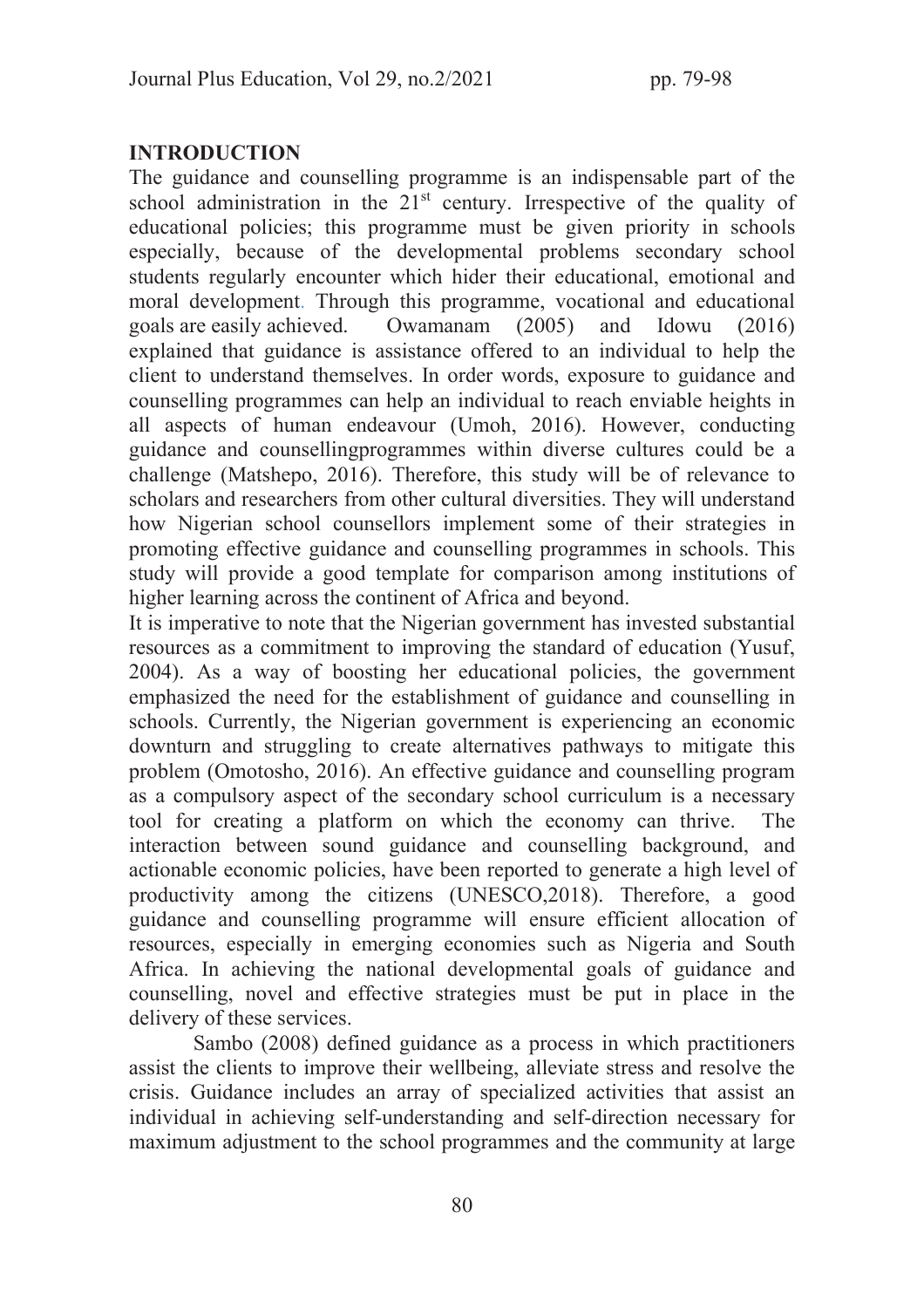## INTRODUCTION

The guidance and counselling programme is an indispensable part of the school administration in the 21st century. Irrespective of the quality of educational policies; this programme must be given priority in schools especially, because of the developmental problems secondary school students regularly encounter which hider their educational, emotional and moral development. Through this programme, vocational and educational goals are easily achieved. Owamanam (2005) and Idowu (2016) explained that guidance is assistance offered to an individual to help the client to understand themselves. In order words, exposure to guidance and counselling programmes can help an individual to reach enviable heights in all aspects of human endeavour (Umoh, 2016). However, conducting guidance and counsellingprogrammes within diverse cultures could be a challenge (Matshepo, 2016). Therefore, this study will be of relevance to scholars and researchers from other cultural diversities. They will understand how Nigerian school counsellors implement some of their strategies in promoting effective guidance and counselling programmes in schools. This study will provide a good template for comparison among institutions of higher learning across the continent of Africa and beyond.

It is imperative to note that the Nigerian government has invested substantial resources as a commitment to improving the standard of education (Yusuf, 2004). As a way of boosting her educational policies, the government emphasized the need for the establishment of guidance and counselling in schools. Currently, the Nigerian government is experiencing an economic downturn and struggling to create alternatives pathways to mitigate this problem (Omotosho, 2016). An effective guidance and counselling program as a compulsory aspect of the secondary school curriculum is a necessary tool for creating a platform on which the economy can thrive. The interaction between sound guidance and counselling background, and actionable economic policies, have been reported to generate a high level of productivity among the citizens (UNESCO,2018). Therefore, a good guidance and counselling programme will ensure efficient allocation of resources, especially in emerging economies such as Nigeria and South Africa. In achieving the national developmental goals of guidance and counselling, novel and effective strategies must be put in place in the delivery of these services.

Sambo (2008) defined guidance as a process in which practitioners assist the clients to improve their wellbeing, alleviate stress and resolve the crisis. Guidance includes an array of specialized activities that assist an individual in achieving self-understanding and self-direction necessary for maximum adjustment to the school programmes and the community at large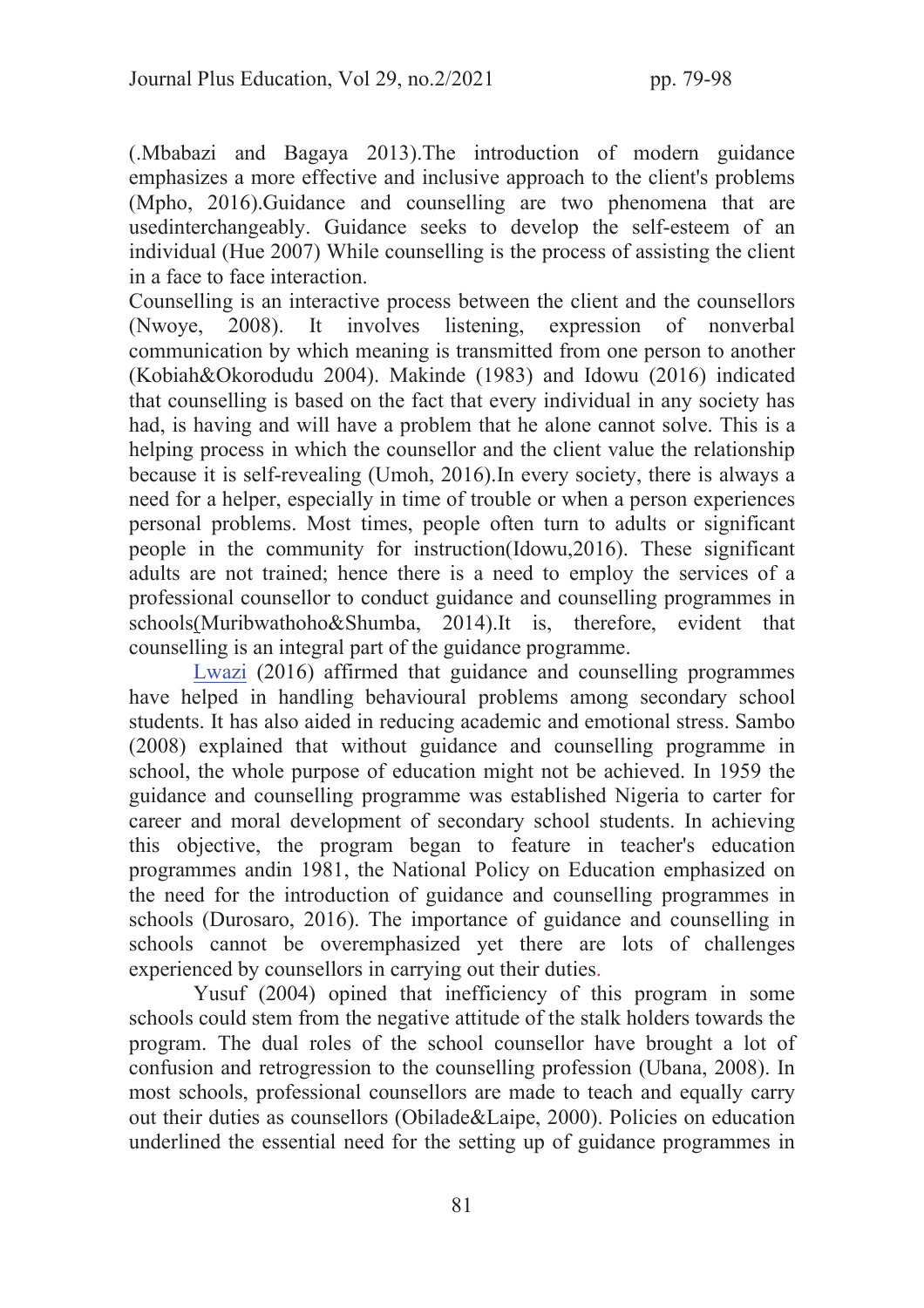(.Mbabazi and Bagaya 2013).The introduction of modern guidance emphasizes a more effective and inclusive approach to the client's problems (Mpho, 2016).Guidance and counselling are two phenomena that are usedinterchangeably. Guidance seeks to develop the self-esteem of an individual (Hue 2007) While counselling is the process of assisting the client in a face to face interaction.

Counselling is an interactive process between the client and the counsellors (Nwoye, 2008). It involves listening, expression of nonverbal communication by which meaning is transmitted from one person to another (Kobiah&Okorodudu 2004). Makinde (1983) and Idowu (2016) indicated that counselling is based on the fact that every individual in any society has had, is having and will have a problem that he alone cannot solve. This is a helping process in which the counsellor and the client value the relationship because it is self-revealing (Umoh, 2016).In every society, there is always a need for a helper, especially in time of trouble or when a person experiences personal problems. Most times, people often turn to adults or significant people in the community for instruction(Idowu,2016). These significant adults are not trained; hence there is a need to employ the services of a professional counsellor to conduct guidance and counselling programmes in schools(Muribwathoho&Shumba, 2014).It is, therefore, evident that counselling is an integral part of the guidance programme.

Lwazi (2016) affirmed that guidance and counselling programmes have helped in handling behavioural problems among secondary school students. It has also aided in reducing academic and emotional stress. Sambo (2008) explained that without guidance and counselling programme in school, the whole purpose of education might not be achieved. In 1959 the guidance and counselling programme was established Nigeria to carter for career and moral development of secondary school students. In achieving this objective, the program began to feature in teacher's education programmes andin 1981, the National Policy on Education emphasized on the need for the introduction of guidance and counselling programmes in schools (Durosaro, 2016). The importance of guidance and counselling in schools cannot be overemphasized yet there are lots of challenges experienced by counsellors in carrying out their duties.

Yusuf (2004) opined that inefficiency of this program in some schools could stem from the negative attitude of the stalk holders towards the program. The dual roles of the school counsellor have brought a lot of confusion and retrogression to the counselling profession (Ubana, 2008). In most schools, professional counsellors are made to teach and equally carry out their duties as counsellors (Obilade&Laipe, 2000). Policies on education underlined the essential need for the setting up of guidance programmes in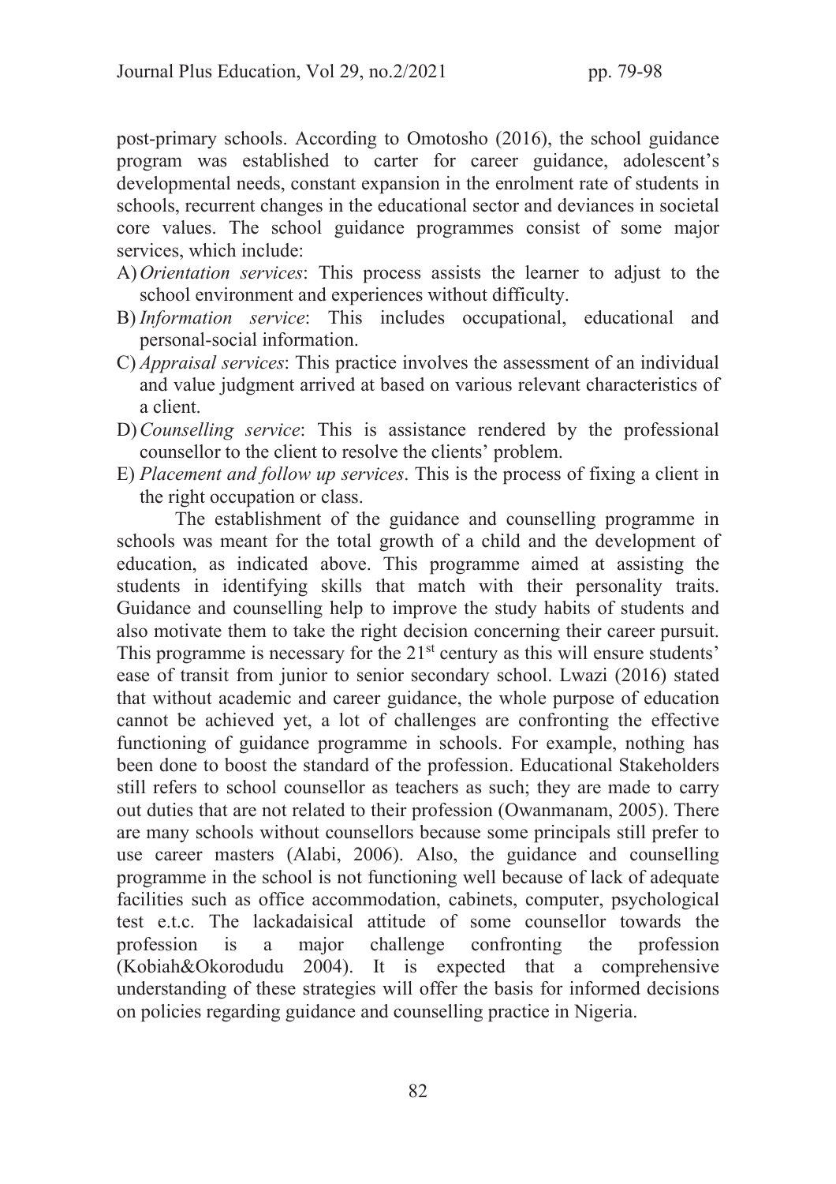post-primary schools. According to Omotosho (2016), the school guidance program was established to carter for career guidance, adolescent's developmental needs, constant expansion in the enrolment rate of students in schools, recurrent changes in the educational sector and deviances in societal core values. The school guidance programmes consist of some major services, which include:

A) *Orientation services*: This process assists the learner to adjust to the school environment and experiences without difficulty.
B) *Information service*: This includes occupational, educational and personal-social information.
C) *Appraisal services*: This practice involves the assessment of an individual and value judgment arrived at based on various relevant characteristics of a client.
D) *Counselling service*: This is assistance rendered by the professional counsellor to the client to resolve the clients' problem.
E) *Placement and follow up services*. This is the process of fixing a client in the right occupation or class.

The establishment of the guidance and counselling programme in schools was meant for the total growth of a child and the development of education, as indicated above. This programme aimed at assisting the students in identifying skills that match with their personality traits. Guidance and counselling help to improve the study habits of students and also motivate them to take the right decision concerning their career pursuit. This programme is necessary for the 21st century as this will ensure students' ease of transit from junior to senior secondary school. Lwazi (2016) stated that without academic and career guidance, the whole purpose of education cannot be achieved yet, a lot of challenges are confronting the effective functioning of guidance programme in schools. For example, nothing has been done to boost the standard of the profession. Educational Stakeholders still refers to school counsellor as teachers as such; they are made to carry out duties that are not related to their profession (Owanmanam, 2005). There are many schools without counsellors because some principals still prefer to use career masters (Alabi, 2006). Also, the guidance and counselling programme in the school is not functioning well because of lack of adequate facilities such as office accommodation, cabinets, computer, psychological test e.t.c. The lackadaisical attitude of some counsellor towards the profession is a major challenge confronting the profession (Kobiah&Okorodudu 2004). It is expected that a comprehensive understanding of these strategies will offer the basis for informed decisions on policies regarding guidance and counselling practice in Nigeria.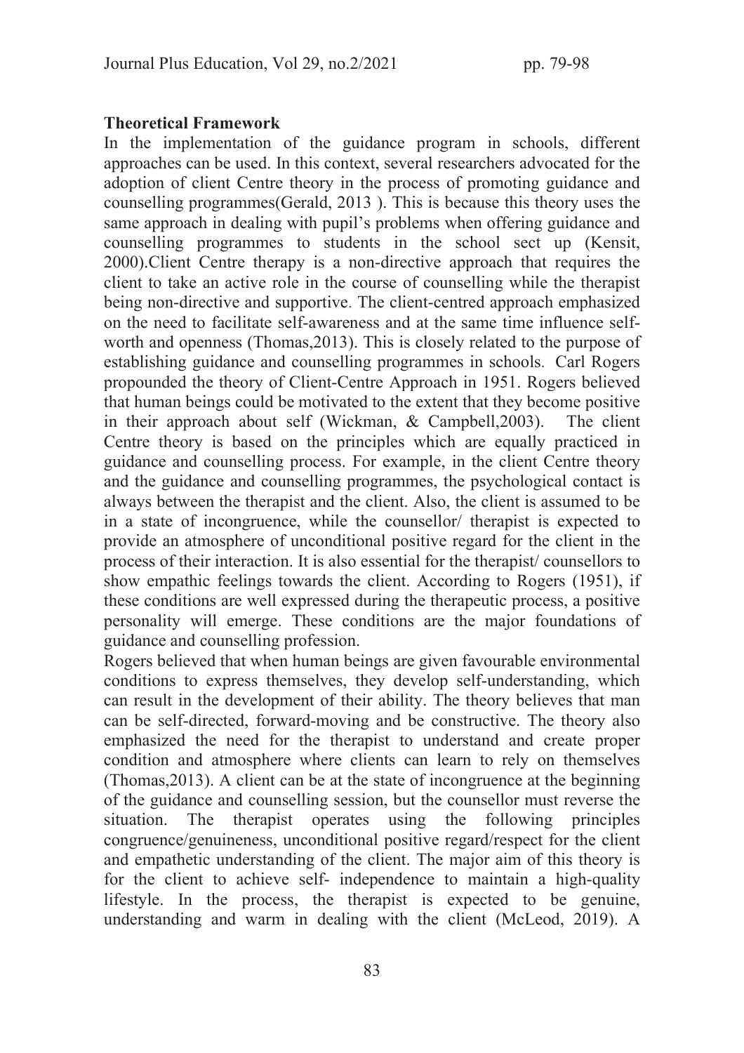**Theoretical Framework**

In the implementation of the guidance program in schools, different approaches can be used. In this context, several researchers advocated for the adoption of client Centre theory in the process of promoting guidance and counselling programmes(Gerald, 2013 ). This is because this theory uses the same approach in dealing with pupil's problems when offering guidance and counselling programmes to students in the school sect up (Kensit, 2000).Client Centre therapy is a non-directive approach that requires the client to take an active role in the course of counselling while the therapist being non-directive and supportive. The client-centred approach emphasized on the need to facilitate self-awareness and at the same time influence self-worth and openness (Thomas,2013). This is closely related to the purpose of establishing guidance and counselling programmes in schools. Carl Rogers propounded the theory of Client-Centre Approach in 1951. Rogers believed that human beings could be motivated to the extent that they become positive in their approach about self (Wickman, & Campbell,2003). The client Centre theory is based on the principles which are equally practiced in guidance and counselling process. For example, in the client Centre theory and the guidance and counselling programmes, the psychological contact is always between the therapist and the client. Also, the client is assumed to be in a state of incongruence, while the counsellor/ therapist is expected to provide an atmosphere of unconditional positive regard for the client in the process of their interaction. It is also essential for the therapist/ counsellors to show empathic feelings towards the client. According to Rogers (1951), if these conditions are well expressed during the therapeutic process, a positive personality will emerge. These conditions are the major foundations of guidance and counselling profession.

Rogers believed that when human beings are given favourable environmental conditions to express themselves, they develop self-understanding, which can result in the development of their ability. The theory believes that man can be self-directed, forward-moving and be constructive. The theory also emphasized the need for the therapist to understand and create proper condition and atmosphere where clients can learn to rely on themselves (Thomas,2013). A client can be at the state of incongruence at the beginning of the guidance and counselling session, but the counsellor must reverse the situation. The therapist operates using the following principles congruence/genuineness, unconditional positive regard/respect for the client and empathetic understanding of the client. The major aim of this theory is for the client to achieve self- independence to maintain a high-quality lifestyle. In the process, the therapist is expected to be genuine, understanding and warm in dealing with the client (McLeod, 2019). A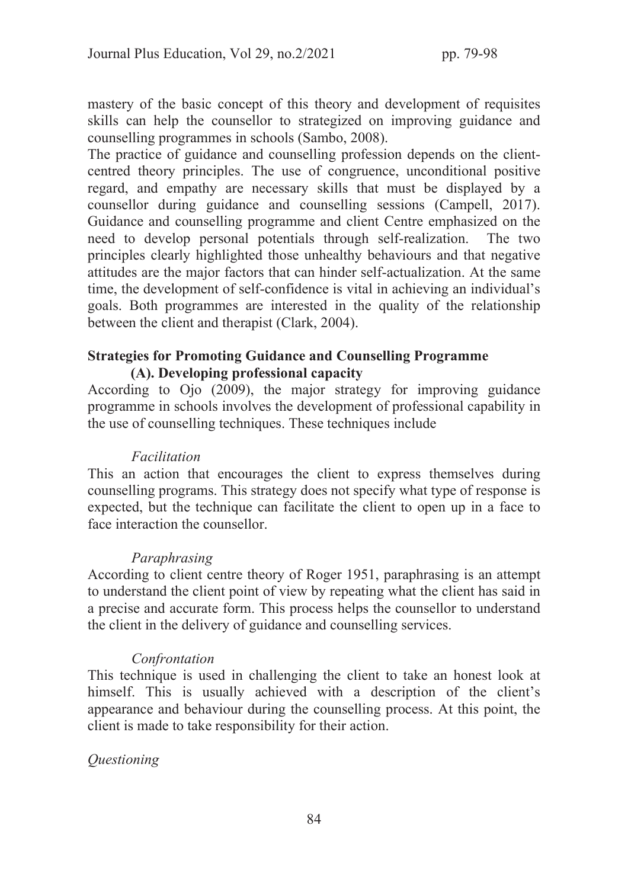mastery of the basic concept of this theory and development of requisites skills can help the counsellor to strategized on improving guidance and counselling programmes in schools (Sambo, 2008).

The practice of guidance and counselling profession depends on the client-centred theory principles. The use of congruence, unconditional positive regard, and empathy are necessary skills that must be displayed by a counsellor during guidance and counselling sessions (Campell, 2017). Guidance and counselling programme and client Centre emphasized on the need to develop personal potentials through self-realization. The two principles clearly highlighted those unhealthy behaviours and that negative attitudes are the major factors that can hinder self-actualization. At the same time, the development of self-confidence is vital in achieving an individual's goals. Both programmes are interested in the quality of the relationship between the client and therapist (Clark, 2004).

## Strategies for Promoting Guidance and Counselling Programme

### (A). Developing professional capacity

According to Ojo (2009), the major strategy for improving guidance programme in schools involves the development of professional capability in the use of counselling techniques. These techniques include

*Facilitation*

This an action that encourages the client to express themselves during counselling programs. This strategy does not specify what type of response is expected, but the technique can facilitate the client to open up in a face to face interaction the counsellor.

*Paraphrasing*

According to client centre theory of Roger 1951, paraphrasing is an attempt to understand the client point of view by repeating what the client has said in a precise and accurate form. This process helps the counsellor to understand the client in the delivery of guidance and counselling services.

*Confrontation*

This technique is used in challenging the client to take an honest look at himself. This is usually achieved with a description of the client's appearance and behaviour during the counselling process. At this point, the client is made to take responsibility for their action.

*Questioning*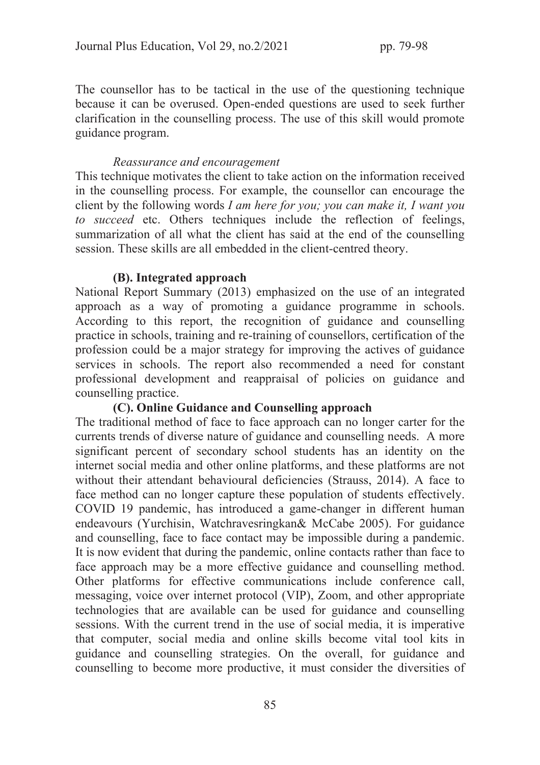The counsellor has to be tactical in the use of the questioning technique because it can be overused. Open-ended questions are used to seek further clarification in the counselling process. The use of this skill would promote guidance program.

*Reassurance and encouragement*

This technique motivates the client to take action on the information received in the counselling process. For example, the counsellor can encourage the client by the following words *I am here for you; you can make it, I want you to succeed* etc. Others techniques include the reflection of feelings, summarization of all what the client has said at the end of the counselling session. These skills are all embedded in the client-centred theory.

**(B). Integrated approach**

National Report Summary (2013) emphasized on the use of an integrated approach as a way of promoting a guidance programme in schools. According to this report, the recognition of guidance and counselling practice in schools, training and re-training of counsellors, certification of the profession could be a major strategy for improving the actives of guidance services in schools. The report also recommended a need for constant professional development and reappraisal of policies on guidance and counselling practice.

**(C). Online Guidance and Counselling approach**

The traditional method of face to face approach can no longer carter for the currents trends of diverse nature of guidance and counselling needs. A more significant percent of secondary school students has an identity on the internet social media and other online platforms, and these platforms are not without their attendant behavioural deficiencies (Strauss, 2014). A face to face method can no longer capture these population of students effectively. COVID 19 pandemic, has introduced a game-changer in different human endeavours (Yurchisin, Watchravesringkan& McCabe 2005). For guidance and counselling, face to face contact may be impossible during a pandemic. It is now evident that during the pandemic, online contacts rather than face to face approach may be a more effective guidance and counselling method. Other platforms for effective communications include conference call, messaging, voice over internet protocol (VIP), Zoom, and other appropriate technologies that are available can be used for guidance and counselling sessions. With the current trend in the use of social media, it is imperative that computer, social media and online skills become vital tool kits in guidance and counselling strategies. On the overall, for guidance and counselling to become more productive, it must consider the diversities of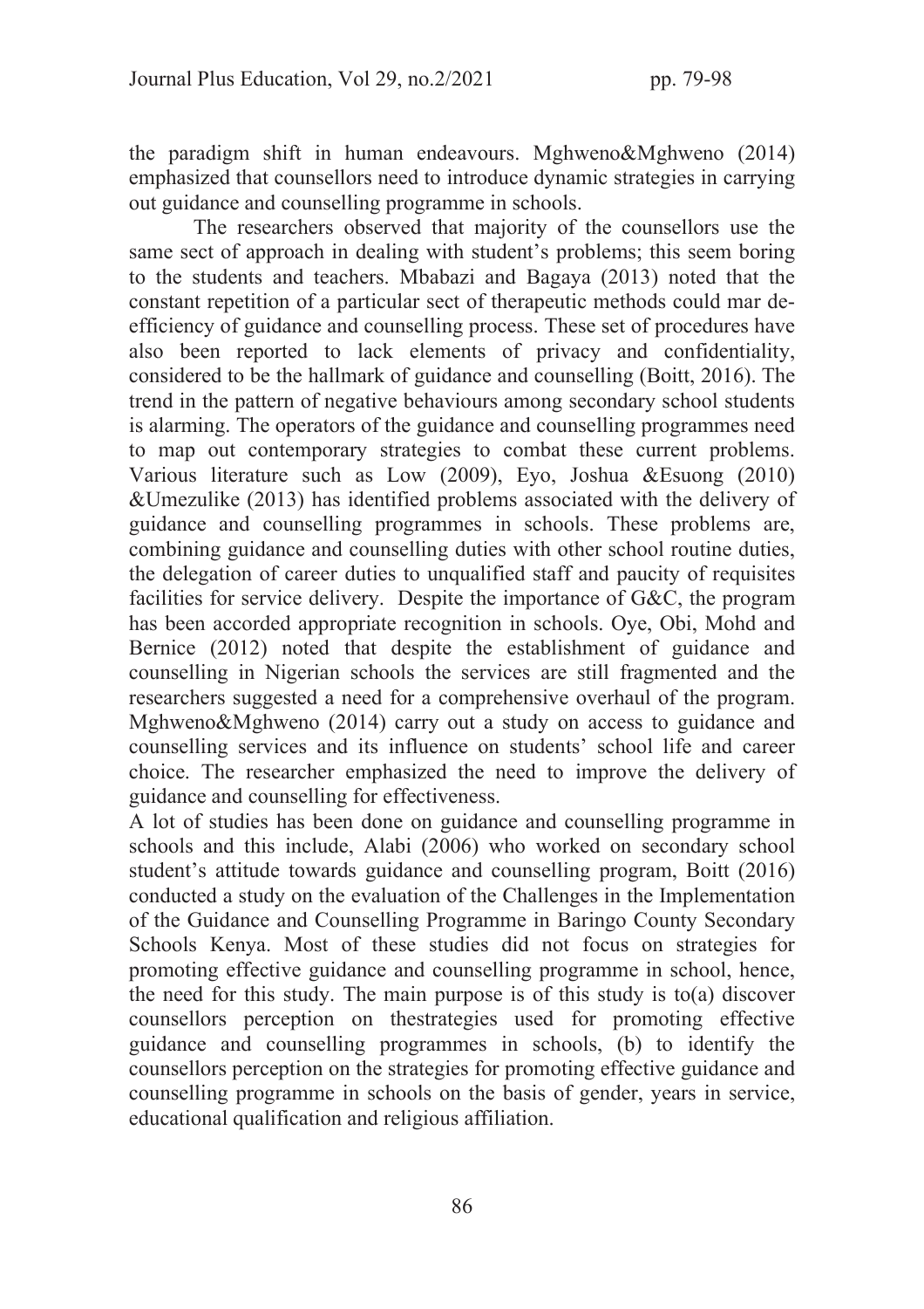the paradigm shift in human endeavours. Mghweno&Mghweno (2014) emphasized that counsellors need to introduce dynamic strategies in carrying out guidance and counselling programme in schools.

The researchers observed that majority of the counsellors use the same sect of approach in dealing with student's problems; this seem boring to the students and teachers. Mbabazi and Bagaya (2013) noted that the constant repetition of a particular sect of therapeutic methods could mar de-efficiency of guidance and counselling process. These set of procedures have also been reported to lack elements of privacy and confidentiality, considered to be the hallmark of guidance and counselling (Boitt, 2016). The trend in the pattern of negative behaviours among secondary school students is alarming. The operators of the guidance and counselling programmes need to map out contemporary strategies to combat these current problems. Various literature such as Low (2009), Eyo, Joshua &Esuong (2010) &Umezulike (2013) has identified problems associated with the delivery of guidance and counselling programmes in schools. These problems are, combining guidance and counselling duties with other school routine duties, the delegation of career duties to unqualified staff and paucity of requisites facilities for service delivery. Despite the importance of G&C, the program has been accorded appropriate recognition in schools. Oye, Obi, Mohd and Bernice (2012) noted that despite the establishment of guidance and counselling in Nigerian schools the services are still fragmented and the researchers suggested a need for a comprehensive overhaul of the program. Mghweno&Mghweno (2014) carry out a study on access to guidance and counselling services and its influence on students' school life and career choice. The researcher emphasized the need to improve the delivery of guidance and counselling for effectiveness.

A lot of studies has been done on guidance and counselling programme in schools and this include, Alabi (2006) who worked on secondary school student's attitude towards guidance and counselling program, Boitt (2016) conducted a study on the evaluation of the Challenges in the Implementation of the Guidance and Counselling Programme in Baringo County Secondary Schools Kenya. Most of these studies did not focus on strategies for promoting effective guidance and counselling programme in school, hence, the need for this study. The main purpose is of this study is to(a) discover counsellors perception on thestrategies used for promoting effective guidance and counselling programmes in schools, (b) to identify the counsellors perception on the strategies for promoting effective guidance and counselling programme in schools on the basis of gender, years in service, educational qualification and religious affiliation.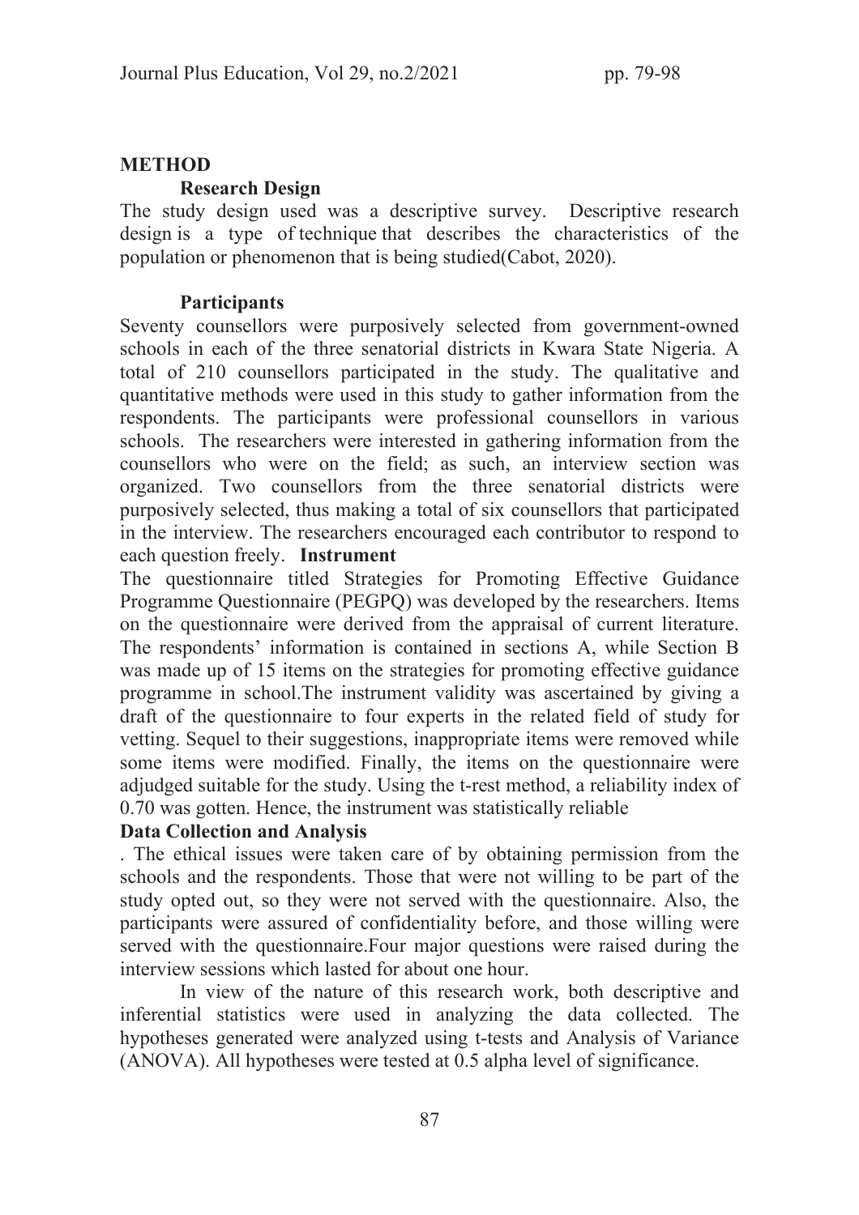## METHOD

### Research Design

The study design used was a descriptive survey. Descriptive research design is a type of technique that describes the characteristics of the population or phenomenon that is being studied(Cabot, 2020).

### Participants

Seventy counsellors were purposively selected from government-owned schools in each of the three senatorial districts in Kwara State Nigeria. A total of 210 counsellors participated in the study. The qualitative and quantitative methods were used in this study to gather information from the respondents. The participants were professional counsellors in various schools. The researchers were interested in gathering information from the counsellors who were on the field; as such, an interview section was organized. Two counsellors from the three senatorial districts were purposively selected, thus making a total of six counsellors that participated in the interview. The researchers encouraged each contributor to respond to each question freely.

### Instrument

The questionnaire titled Strategies for Promoting Effective Guidance Programme Questionnaire (PEGPQ) was developed by the researchers. Items on the questionnaire were derived from the appraisal of current literature. The respondents' information is contained in sections A, while Section B was made up of 15 items on the strategies for promoting effective guidance programme in school.The instrument validity was ascertained by giving a draft of the questionnaire to four experts in the related field of study for vetting. Sequel to their suggestions, inappropriate items were removed while some items were modified. Finally, the items on the questionnaire were adjudged suitable for the study. Using the t-rest method, a reliability index of 0.70 was gotten. Hence, the instrument was statistically reliable

### Data Collection and Analysis

. The ethical issues were taken care of by obtaining permission from the schools and the respondents. Those that were not willing to be part of the study opted out, so they were not served with the questionnaire. Also, the participants were assured of confidentiality before, and those willing were served with the questionnaire.Four major questions were raised during the interview sessions which lasted for about one hour.

In view of the nature of this research work, both descriptive and inferential statistics were used in analyzing the data collected. The hypotheses generated were analyzed using t-tests and Analysis of Variance (ANOVA). All hypotheses were tested at 0.5 alpha level of significance.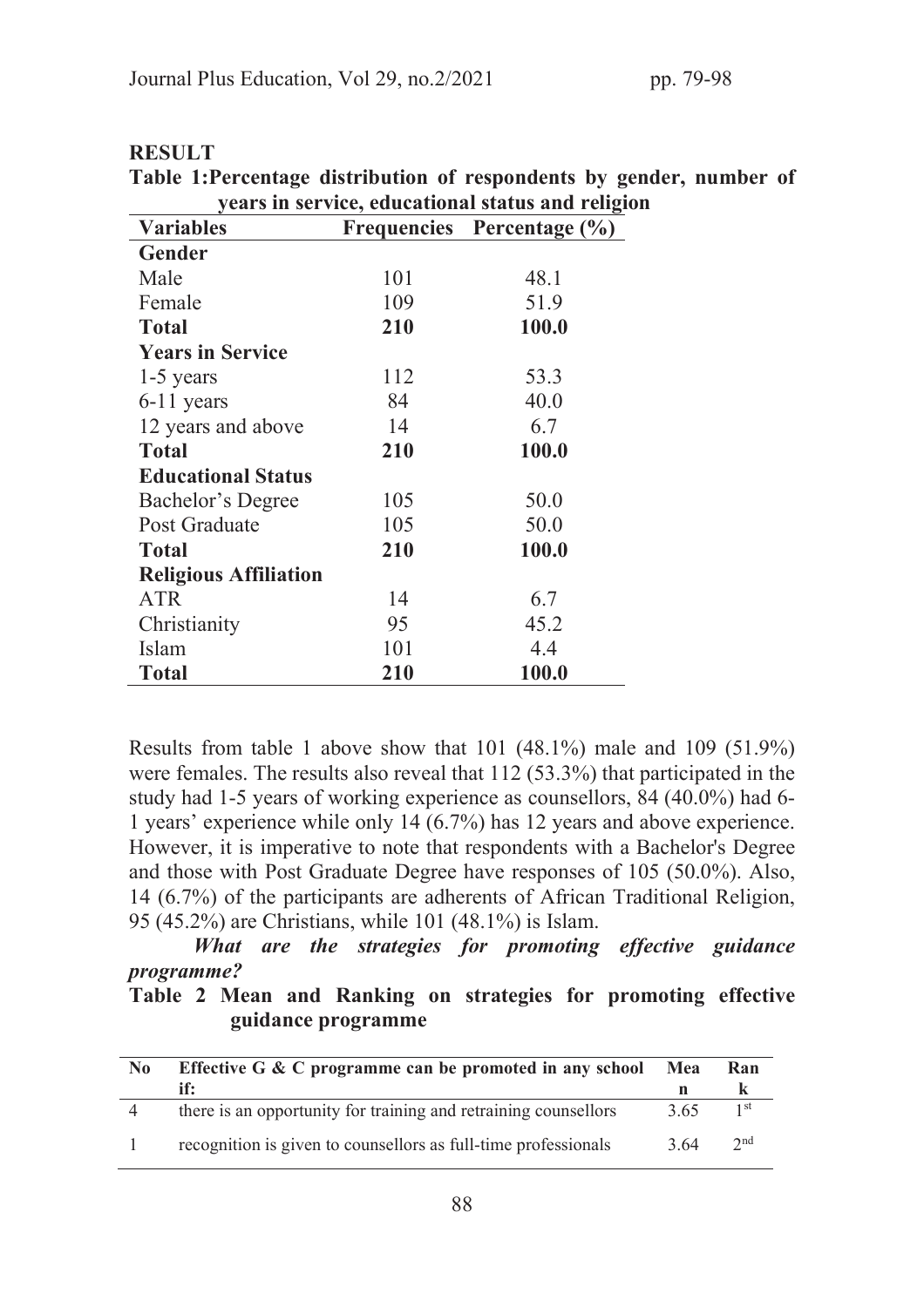## RESULT

**Table 1: Percentage distribution of respondents by gender, number of years in service, educational status and religion**

| Variables | Frequencies | Percentage (%) |
|---|---|---|
| **Gender** | | |
| Male | 101 | 48.1 |
| Female | 109 | 51.9 |
| **Total** | **210** | **100.0** |
| **Years in Service** | | |
| 1-5 years | 112 | 53.3 |
| 6-11 years | 84 | 40.0 |
| 12 years and above | 14 | 6.7 |
| **Total** | **210** | **100.0** |
| **Educational Status** | | |
| Bachelor's Degree | 105 | 50.0 |
| Post Graduate | 105 | 50.0 |
| **Total** | **210** | **100.0** |
| **Religious Affiliation** | | |
| ATR | 14 | 6.7 |
| Christianity | 95 | 45.2 |
| Islam | 101 | 4.4 |
| **Total** | **210** | **100.0** |

Results from table 1 above show that 101 (48.1%) male and 109 (51.9%) were females. The results also reveal that 112 (53.3%) that participated in the study had 1-5 years of working experience as counsellors, 84 (40.0%) had 6-1 years' experience while only 14 (6.7%) has 12 years and above experience. However, it is imperative to note that respondents with a Bachelor's Degree and those with Post Graduate Degree have responses of 105 (50.0%). Also, 14 (6.7%) of the participants are adherents of African Traditional Religion, 95 (45.2%) are Christians, while 101 (48.1%) is Islam.

***What are the strategies for promoting effective guidance programme?***

**Table 2 Mean and Ranking on strategies for promoting effective guidance programme**

| No | Effective G & C programme can be promoted in any school if: | Mean | Rank |
|---|---|---|---|
| 4 | there is an opportunity for training and retraining counsellors | 3.65 | 1st |
| 1 | recognition is given to counsellors as full-time professionals | 3.64 | 2nd |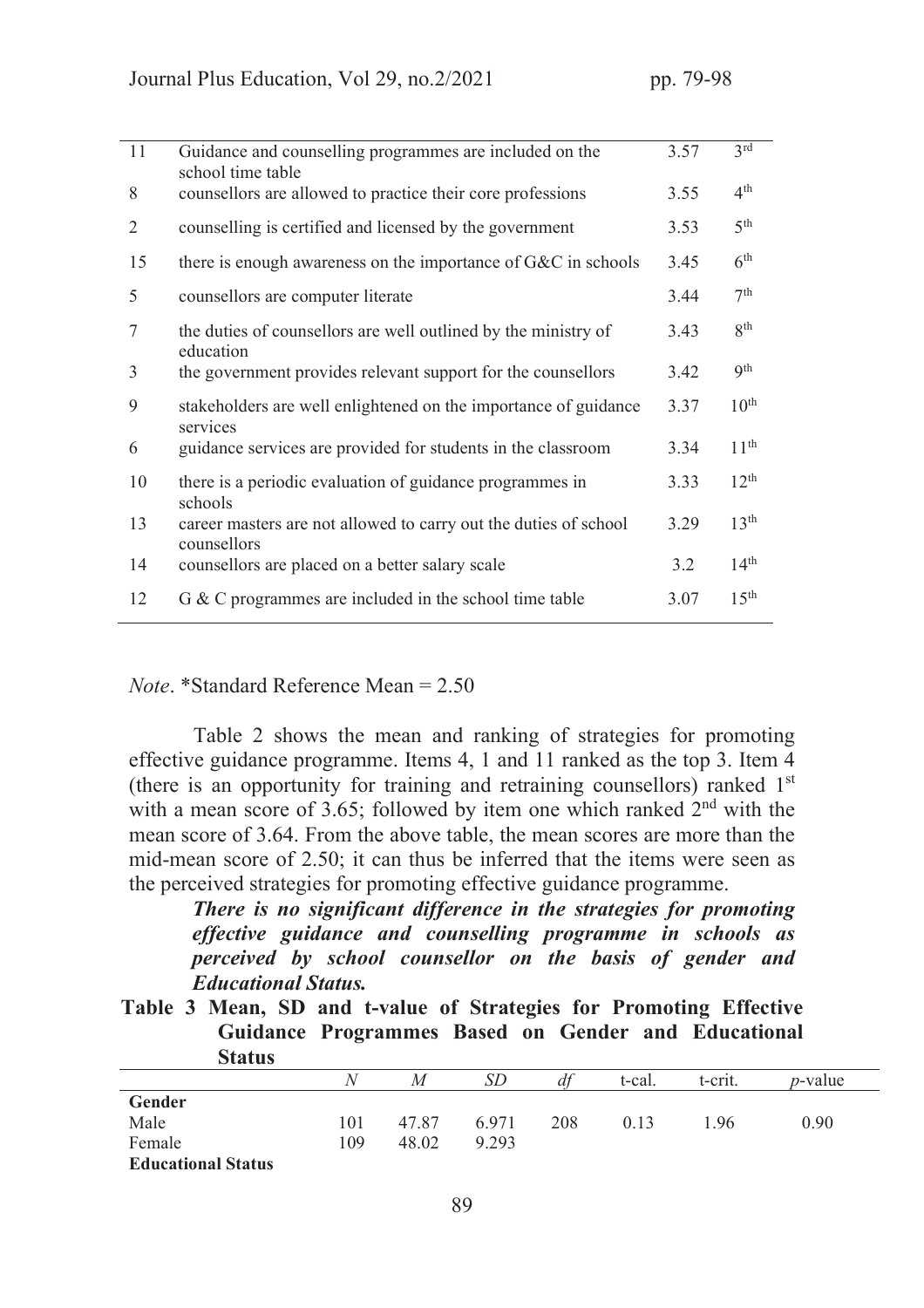| | | | |
|---|---|---|---|
| 11 | Guidance and counselling programmes are included on the school time table | 3.57 | 3rd |
| 8 | counsellors are allowed to practice their core professions | 3.55 | 4th |
| 2 | counselling is certified and licensed by the government | 3.53 | 5th |
| 15 | there is enough awareness on the importance of G&C in schools | 3.45 | 6th |
| 5 | counsellors are computer literate | 3.44 | 7th |
| 7 | the duties of counsellors are well outlined by the ministry of education | 3.43 | 8th |
| 3 | the government provides relevant support for the counsellors | 3.42 | 9th |
| 9 | stakeholders are well enlightened on the importance of guidance services | 3.37 | 10th |
| 6 | guidance services are provided for students in the classroom | 3.34 | 11th |
| 10 | there is a periodic evaluation of guidance programmes in schools | 3.33 | 12th |
| 13 | career masters are not allowed to carry out the duties of school counsellors | 3.29 | 13th |
| 14 | counsellors are placed on a better salary scale | 3.2 | 14th |
| 12 | G & C programmes are included in the school time table | 3.07 | 15th |

*Note*. *Standard Reference Mean = 2.50

Table 2 shows the mean and ranking of strategies for promoting effective guidance programme. Items 4, 1 and 11 ranked as the top 3. Item 4 (there is an opportunity for training and retraining counsellors) ranked 1st with a mean score of 3.65; followed by item one which ranked 2nd with the mean score of 3.64. From the above table, the mean scores are more than the mid-mean score of 2.50; it can thus be inferred that the items were seen as the perceived strategies for promoting effective guidance programme.

***There is no significant difference in the strategies for promoting effective guidance and counselling programme in schools as perceived by school counsellor on the basis of gender and Educational Status.***

**Table 3 Mean, SD and t-value of Strategies for Promoting Effective Guidance Programmes Based on Gender and Educational Status**

| | *N* | *M* | *SD* | *df* | t-cal. | t-crit. | *p*-value |
|---|---|---|---|---|---|---|---|
| **Gender** | | | | | | | |
| Male | 101 | 47.87 | 6.971 | 208 | 0.13 | 1.96 | 0.90 |
| Female | 109 | 48.02 | 9.293 | | | | |
| **Educational Status** | | | | | | | |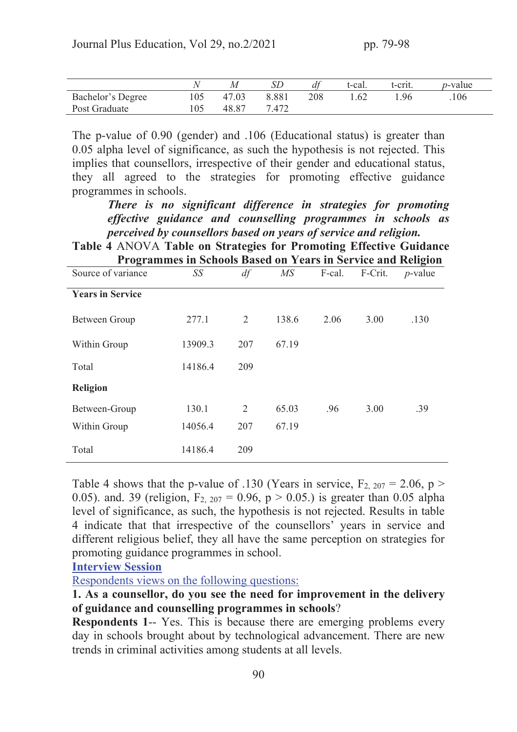| | $N$ | $M$ | $SD$ | $df$ | t-cal. | t-crit. | $p$-value |
|---|---|---|---|---|---|---|---|
| Bachelor's Degree | 105 | 47.03 | 8.881 | 208 | 1.62 | 1.96 | .106 |
| Post Graduate | 105 | 48.87 | 7.472 | | | | |

The p-value of 0.90 (gender) and .106 (Educational status) is greater than 0.05 alpha level of significance, as such the hypothesis is not rejected. This implies that counsellors, irrespective of their gender and educational status, they all agreed to the strategies for promoting effective guidance programmes in schools.

***There is no significant difference in strategies for promoting effective guidance and counselling programmes in schools as perceived by counsellors based on years of service and religion.***

**Table 4** ANOVA **Table on Strategies for Promoting Effective Guidance Programmes in Schools Based on Years in Service and Religion**

| Source of variance | $SS$ | $df$ | $MS$ | F-cal. | F-Crit. | $p$-value |
|---|---|---|---|---|---|---|
| **Years in Service** | | | | | | |
| Between Group | 277.1 | 2 | 138.6 | 2.06 | 3.00 | .130 |
| Within Group | 13909.3 | 207 | 67.19 | | | |
| Total | 14186.4 | 209 | | | | |
| **Religion** | | | | | | |
| Between-Group | 130.1 | 2 | 65.03 | .96 | 3.00 | .39 |
| Within Group | 14056.4 | 207 | 67.19 | | | |
| Total | 14186.4 | 209 | | | | |

Table 4 shows that the p-value of .130 (Years in service, $F_{2, 207} = 2.06$, $p > 0.05$). and. 39 (religion, $F_{2, 207} = 0.96$, $p > 0.05$.) is greater than 0.05 alpha level of significance, as such, the hypothesis is not rejected. Results in table 4 indicate that that irrespective of the counsellors' years in service and different religious belief, they all have the same perception on strategies for promoting guidance programmes in school.

**Interview Session**

Respondents views on the following questions:

**1. As a counsellor, do you see the need for improvement in the delivery of guidance and counselling programmes in schools**?

**Respondents 1**-- Yes. This is because there are emerging problems every day in schools brought about by technological advancement. There are new trends in criminal activities among students at all levels.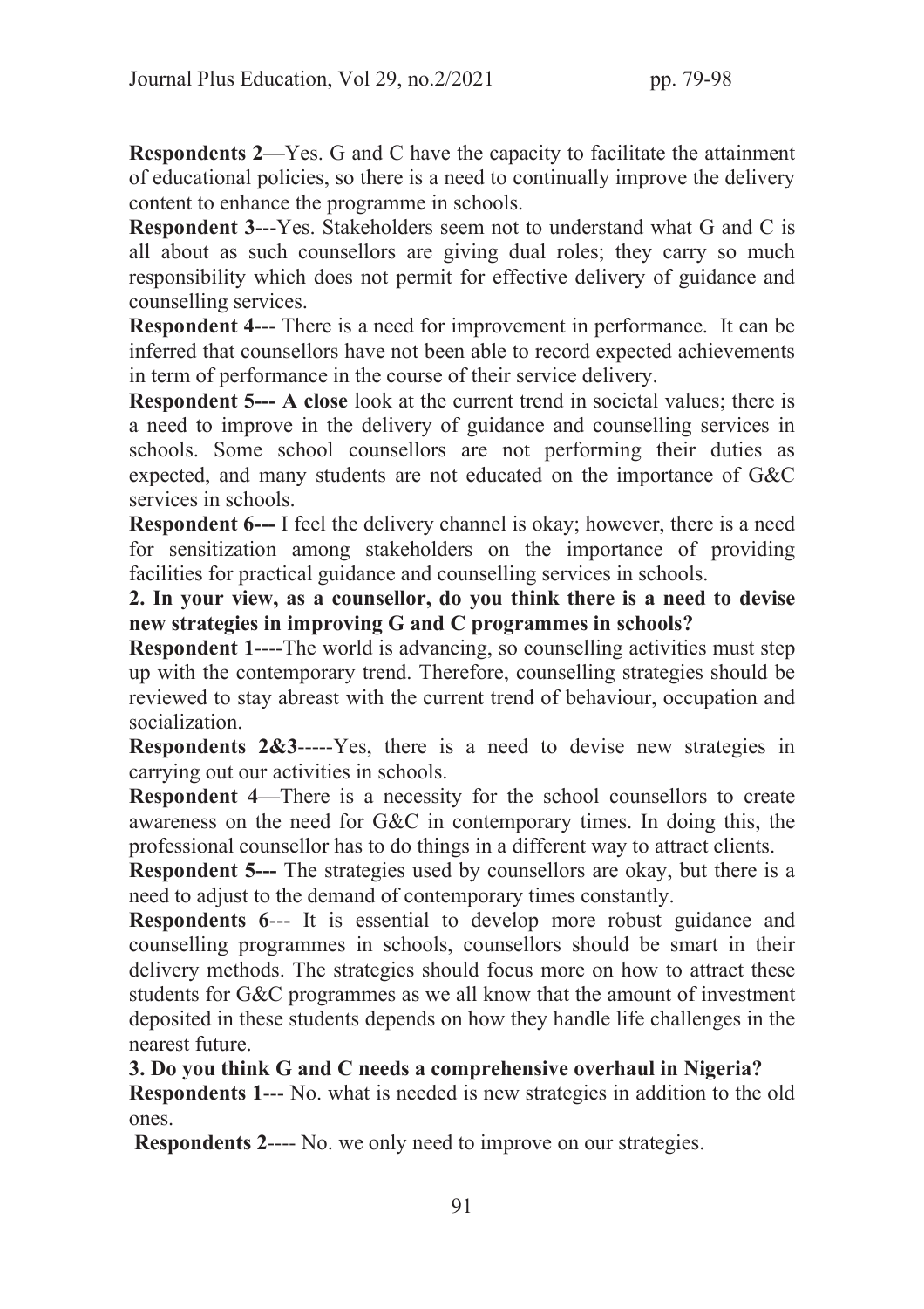**Respondents 2**—Yes. G and C have the capacity to facilitate the attainment of educational policies, so there is a need to continually improve the delivery content to enhance the programme in schools.

**Respondent 3**---Yes. Stakeholders seem not to understand what G and C is all about as such counsellors are giving dual roles; they carry so much responsibility which does not permit for effective delivery of guidance and counselling services.

**Respondent 4**--- There is a need for improvement in performance. It can be inferred that counsellors have not been able to record expected achievements in term of performance in the course of their service delivery.

**Respondent 5--- A close** look at the current trend in societal values; there is a need to improve in the delivery of guidance and counselling services in schools. Some school counsellors are not performing their duties as expected, and many students are not educated on the importance of G&C services in schools.

**Respondent 6---** I feel the delivery channel is okay; however, there is a need for sensitization among stakeholders on the importance of providing facilities for practical guidance and counselling services in schools.

**2. In your view, as a counsellor, do you think there is a need to devise new strategies in improving G and C programmes in schools?**

**Respondent 1**----The world is advancing, so counselling activities must step up with the contemporary trend. Therefore, counselling strategies should be reviewed to stay abreast with the current trend of behaviour, occupation and socialization.

**Respondents 2&3**-----Yes, there is a need to devise new strategies in carrying out our activities in schools.

**Respondent 4**—There is a necessity for the school counsellors to create awareness on the need for G&C in contemporary times. In doing this, the professional counsellor has to do things in a different way to attract clients.

**Respondent 5---** The strategies used by counsellors are okay, but there is a need to adjust to the demand of contemporary times constantly.

**Respondents 6**--- It is essential to develop more robust guidance and counselling programmes in schools, counsellors should be smart in their delivery methods. The strategies should focus more on how to attract these students for G&C programmes as we all know that the amount of investment deposited in these students depends on how they handle life challenges in the nearest future.

**3. Do you think G and C needs a comprehensive overhaul in Nigeria?**

**Respondents 1**--- No. what is needed is new strategies in addition to the old ones.

**Respondents 2**---- No. we only need to improve on our strategies.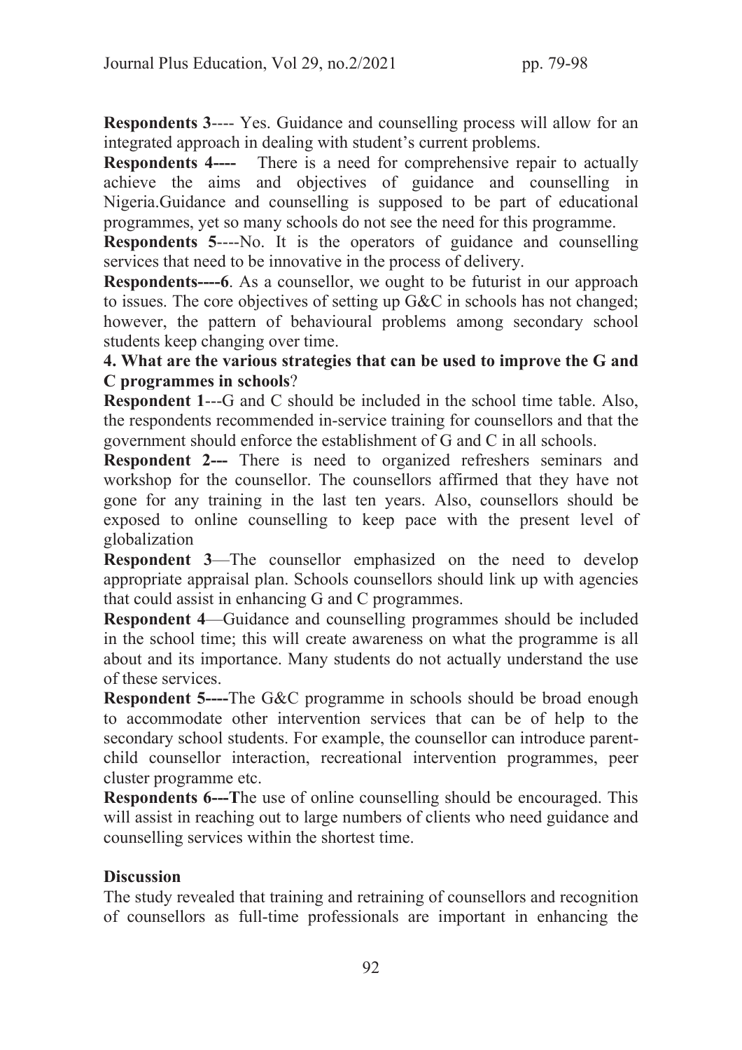**Respondents 3**---- Yes. Guidance and counselling process will allow for an integrated approach in dealing with student's current problems.

**Respondents 4----** There is a need for comprehensive repair to actually achieve the aims and objectives of guidance and counselling in Nigeria.Guidance and counselling is supposed to be part of educational programmes, yet so many schools do not see the need for this programme.

**Respondents 5**----No. It is the operators of guidance and counselling services that need to be innovative in the process of delivery.

**Respondents----6**. As a counsellor, we ought to be futurist in our approach to issues. The core objectives of setting up G&C in schools has not changed; however, the pattern of behavioural problems among secondary school students keep changing over time.

**4. What are the various strategies that can be used to improve the G and C programmes in schools**?

**Respondent 1**---G and C should be included in the school time table. Also, the respondents recommended in-service training for counsellors and that the government should enforce the establishment of G and C in all schools.

**Respondent 2---** There is need to organized refreshers seminars and workshop for the counsellor. The counsellors affirmed that they have not gone for any training in the last ten years. Also, counsellors should be exposed to online counselling to keep pace with the present level of globalization

**Respondent 3**—The counsellor emphasized on the need to develop appropriate appraisal plan. Schools counsellors should link up with agencies that could assist in enhancing G and C programmes.

**Respondent 4**—Guidance and counselling programmes should be included in the school time; this will create awareness on what the programme is all about and its importance. Many students do not actually understand the use of these services.

**Respondent 5----**The G&C programme in schools should be broad enough to accommodate other intervention services that can be of help to the secondary school students. For example, the counsellor can introduce parent-child counsellor interaction, recreational intervention programmes, peer cluster programme etc.

**Respondents 6---T**he use of online counselling should be encouraged. This will assist in reaching out to large numbers of clients who need guidance and counselling services within the shortest time.

**Discussion**

The study revealed that training and retraining of counsellors and recognition of counsellors as full-time professionals are important in enhancing the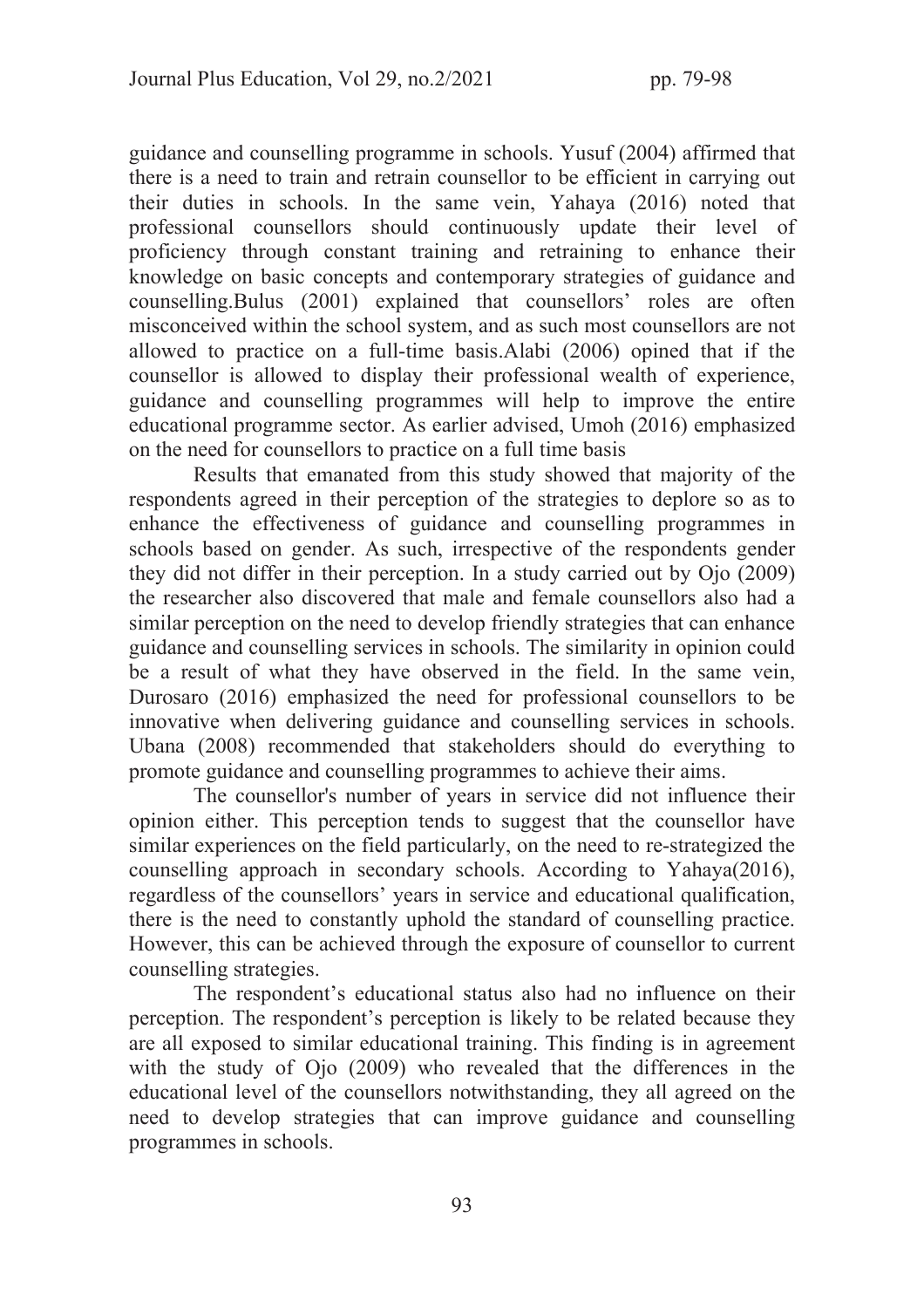guidance and counselling programme in schools. Yusuf (2004) affirmed that there is a need to train and retrain counsellor to be efficient in carrying out their duties in schools. In the same vein, Yahaya (2016) noted that professional counsellors should continuously update their level of proficiency through constant training and retraining to enhance their knowledge on basic concepts and contemporary strategies of guidance and counselling.Bulus (2001) explained that counsellors' roles are often misconceived within the school system, and as such most counsellors are not allowed to practice on a full-time basis.Alabi (2006) opined that if the counsellor is allowed to display their professional wealth of experience, guidance and counselling programmes will help to improve the entire educational programme sector. As earlier advised, Umoh (2016) emphasized on the need for counsellors to practice on a full time basis

Results that emanated from this study showed that majority of the respondents agreed in their perception of the strategies to deplore so as to enhance the effectiveness of guidance and counselling programmes in schools based on gender. As such, irrespective of the respondents gender they did not differ in their perception. In a study carried out by Ojo (2009) the researcher also discovered that male and female counsellors also had a similar perception on the need to develop friendly strategies that can enhance guidance and counselling services in schools. The similarity in opinion could be a result of what they have observed in the field. In the same vein, Durosaro (2016) emphasized the need for professional counsellors to be innovative when delivering guidance and counselling services in schools. Ubana (2008) recommended that stakeholders should do everything to promote guidance and counselling programmes to achieve their aims.

The counsellor's number of years in service did not influence their opinion either. This perception tends to suggest that the counsellor have similar experiences on the field particularly, on the need to re-strategized the counselling approach in secondary schools. According to Yahaya(2016), regardless of the counsellors' years in service and educational qualification, there is the need to constantly uphold the standard of counselling practice. However, this can be achieved through the exposure of counsellor to current counselling strategies.

The respondent's educational status also had no influence on their perception. The respondent's perception is likely to be related because they are all exposed to similar educational training. This finding is in agreement with the study of Ojo (2009) who revealed that the differences in the educational level of the counsellors notwithstanding, they all agreed on the need to develop strategies that can improve guidance and counselling programmes in schools.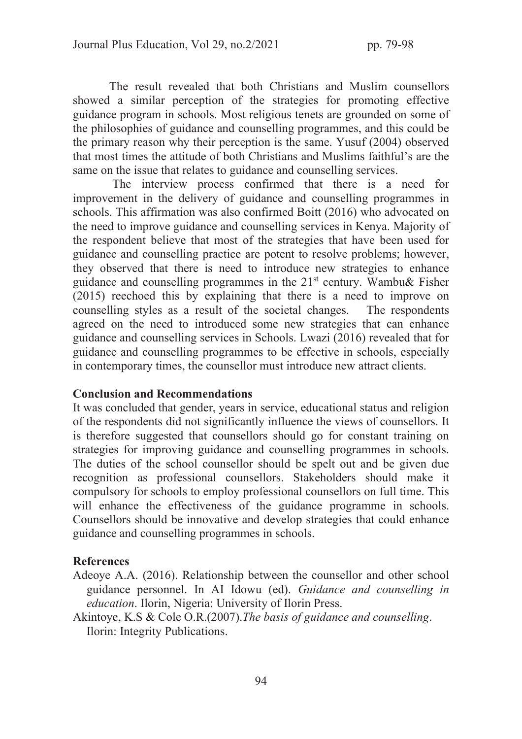The result revealed that both Christians and Muslim counsellors showed a similar perception of the strategies for promoting effective guidance program in schools. Most religious tenets are grounded on some of the philosophies of guidance and counselling programmes, and this could be the primary reason why their perception is the same. Yusuf (2004) observed that most times the attitude of both Christians and Muslims faithful's are the same on the issue that relates to guidance and counselling services.

The interview process confirmed that there is a need for improvement in the delivery of guidance and counselling programmes in schools. This affirmation was also confirmed Boitt (2016) who advocated on the need to improve guidance and counselling services in Kenya. Majority of the respondent believe that most of the strategies that have been used for guidance and counselling practice are potent to resolve problems; however, they observed that there is need to introduce new strategies to enhance guidance and counselling programmes in the 21st century. Wambu& Fisher (2015) reechoed this by explaining that there is a need to improve on counselling styles as a result of the societal changes. The respondents agreed on the need to introduced some new strategies that can enhance guidance and counselling services in Schools. Lwazi (2016) revealed that for guidance and counselling programmes to be effective in schools, especially in contemporary times, the counsellor must introduce new attract clients.

**Conclusion and Recommendations**

It was concluded that gender, years in service, educational status and religion of the respondents did not significantly influence the views of counsellors. It is therefore suggested that counsellors should go for constant training on strategies for improving guidance and counselling programmes in schools. The duties of the school counsellor should be spelt out and be given due recognition as professional counsellors. Stakeholders should make it compulsory for schools to employ professional counsellors on full time. This will enhance the effectiveness of the guidance programme in schools. Counsellors should be innovative and develop strategies that could enhance guidance and counselling programmes in schools.

**References**

Adeoye A.A. (2016). Relationship between the counsellor and other school guidance personnel. In AI Idowu (ed). *Guidance and counselling in education*. Ilorin, Nigeria: University of Ilorin Press.

Akintoye, K.S & Cole O.R.(2007).*The basis of guidance and counselling*. Ilorin: Integrity Publications.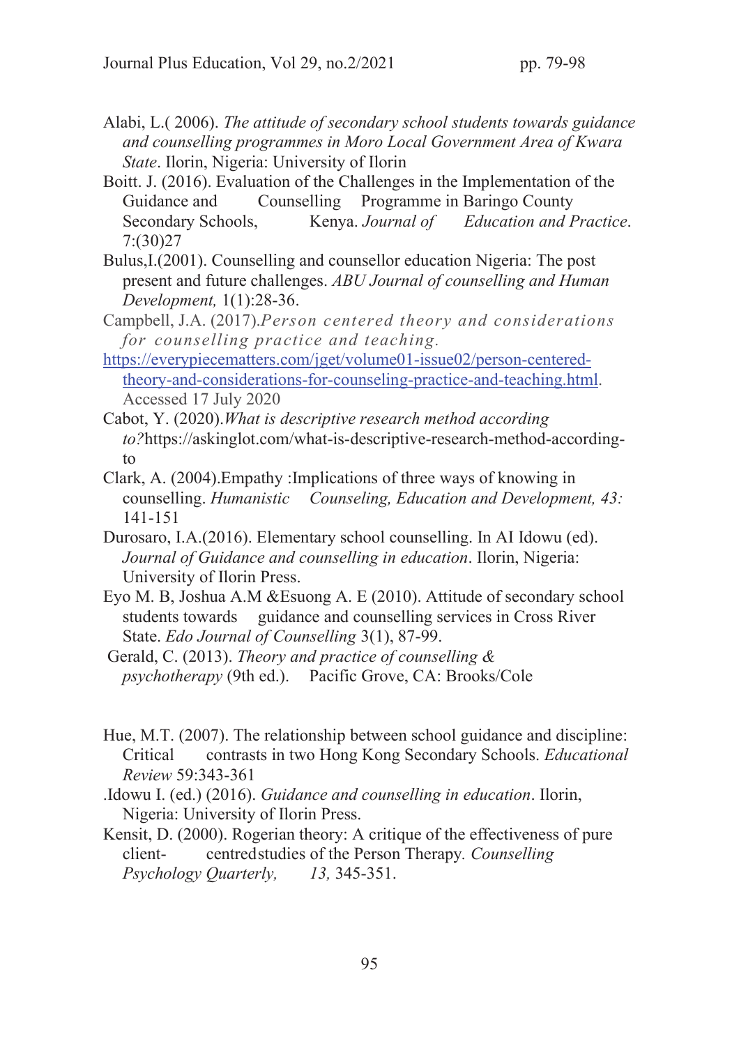Alabi, L.( 2006). *The attitude of secondary school students towards guidance and counselling programmes in Moro Local Government Area of Kwara State*. Ilorin, Nigeria: University of Ilorin

Boitt. J. (2016). Evaluation of the Challenges in the Implementation of the Guidance and Counselling Programme in Baringo County Secondary Schools, Kenya. *Journal of Education and Practice*. 7:(30)27

Bulus,I.(2001). Counselling and counsellor education Nigeria: The post present and future challenges. *ABU Journal of counselling and Human Development,* 1(1):28-36.

Campbell, J.A. (2017).*Person centered theory and considerations for counselling practice and teaching.* https://everypiecematters.com/jget/volume01-issue02/person-centered-theory-and-considerations-for-counseling-practice-and-teaching.html. Accessed 17 July 2020

Cabot, Y. (2020).*What is descriptive research method according to?*https://askinglot.com/what-is-descriptive-research-method-according-to

Clark, A. (2004).Empathy :Implications of three ways of knowing in counselling. *Humanistic Counseling, Education and Development, 43:* 141-151

Durosaro, I.A.(2016). Elementary school counselling. In AI Idowu (ed). *Journal of Guidance and counselling in education*. Ilorin, Nigeria: University of Ilorin Press.

Eyo M. B, Joshua A.M &Esuong A. E (2010). Attitude of secondary school students towards guidance and counselling services in Cross River State. *Edo Journal of Counselling* 3(1), 87-99.

Gerald, C. (2013). *Theory and practice of counselling & psychotherapy* (9th ed.). Pacific Grove, CA: Brooks/Cole

Hue, M.T. (2007). The relationship between school guidance and discipline: Critical contrasts in two Hong Kong Secondary Schools. *Educational Review* 59:343-361

.Idowu I. (ed.) (2016). *Guidance and counselling in education*. Ilorin, Nigeria: University of Ilorin Press.

Kensit, D. (2000). Rogerian theory: A critique of the effectiveness of pure client- centredstudies of the Person Therapy. *Counselling Psychology Quarterly, 13,* 345-351.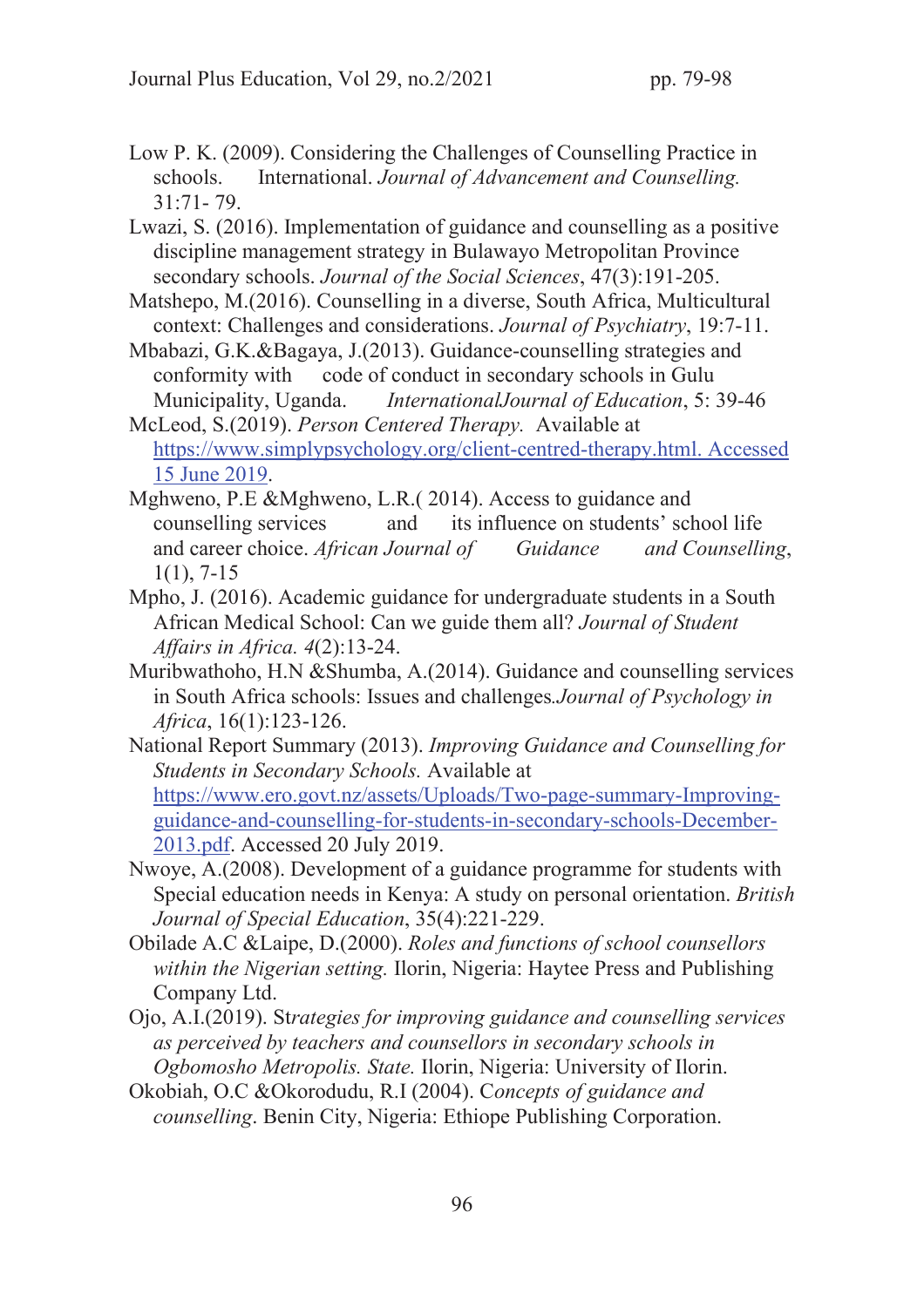Low P. K. (2009). Considering the Challenges of Counselling Practice in schools. International. *Journal of Advancement and Counselling.* 31:71- 79.

Lwazi, S. (2016). Implementation of guidance and counselling as a positive discipline management strategy in Bulawayo Metropolitan Province secondary schools. *Journal of the Social Sciences*, 47(3):191-205.

Matshepo, M.(2016). Counselling in a diverse, South Africa, Multicultural context: Challenges and considerations. *Journal of Psychiatry*, 19:7-11.

Mbabazi, G.K.&Bagaya, J.(2013). Guidance-counselling strategies and conformity with code of conduct in secondary schools in Gulu Municipality, Uganda. *InternationalJournal of Education*, 5: 39-46

McLeod, S.(2019). *Person Centered Therapy.* Available at https://www.simplypsychology.org/client-centred-therapy.html. Accessed 15 June 2019.

Mghweno, P.E &Mghweno, L.R.( 2014). Access to guidance and counselling services and its influence on students' school life and career choice. *African Journal of Guidance and Counselling*, 1(1), 7-15

Mpho, J. (2016). Academic guidance for undergraduate students in a South African Medical School: Can we guide them all? *Journal of Student Affairs in Africa. 4*(2):13-24.

Muribwathoho, H.N &Shumba, A.(2014). Guidance and counselling services in South Africa schools: Issues and challenges.*Journal of Psychology in Africa*, 16(1):123-126.

National Report Summary (2013). *Improving Guidance and Counselling for Students in Secondary Schools.* Available at https://www.ero.govt.nz/assets/Uploads/Two-page-summary-Improving-guidance-and-counselling-for-students-in-secondary-schools-December-2013.pdf. Accessed 20 July 2019.

Nwoye, A.(2008). Development of a guidance programme for students with Special education needs in Kenya: A study on personal orientation. *British Journal of Special Education*, 35(4):221-229.

Obilade A.C &Laipe, D.(2000). *Roles and functions of school counsellors within the Nigerian setting.* Ilorin, Nigeria: Haytee Press and Publishing Company Ltd.

Ojo, A.I.(2019). St*rategies for improving guidance and counselling services as perceived by teachers and counsellors in secondary schools in Ogbomosho Metropolis. State.* Ilorin, Nigeria: University of Ilorin.

Okobiah, O.C &Okorodudu, R.I (2004). C*oncepts of guidance and counselling*. Benin City, Nigeria: Ethiope Publishing Corporation.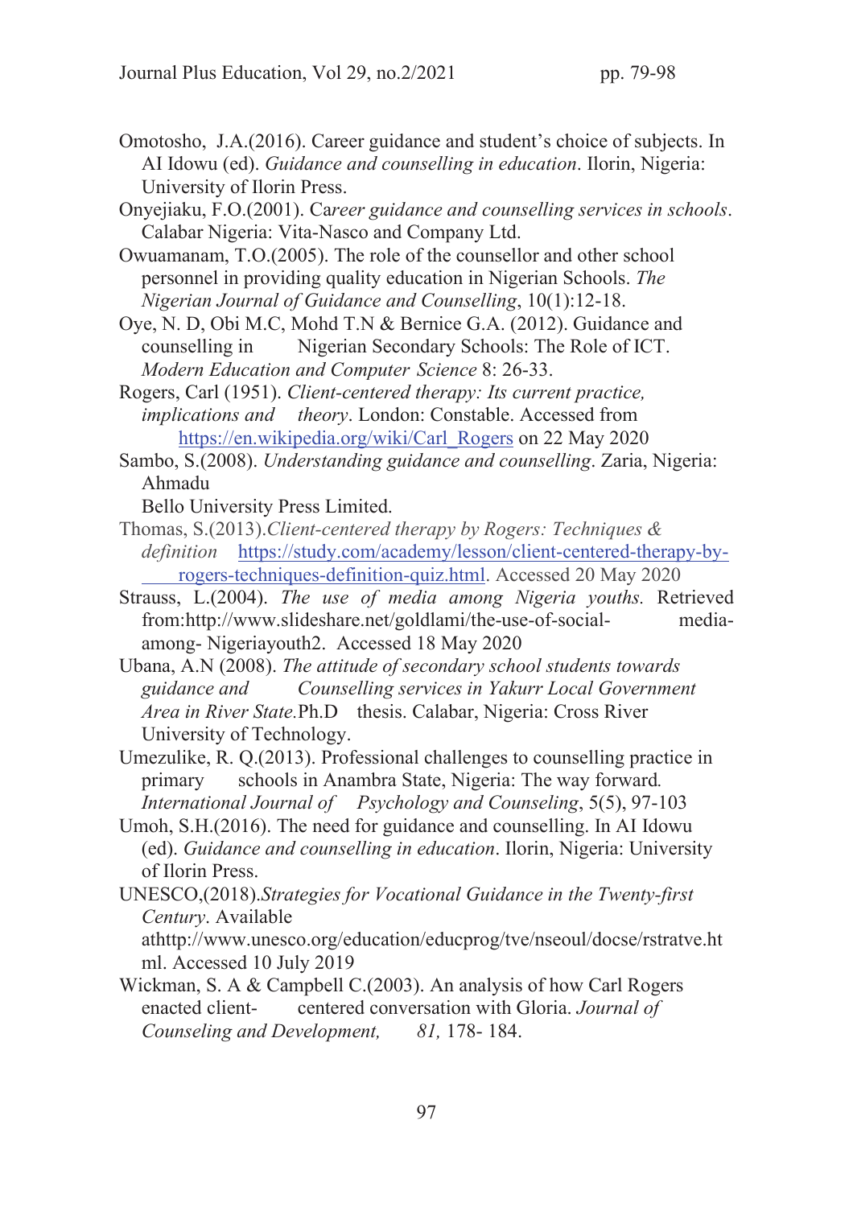Omotosho, J.A.(2016). Career guidance and student's choice of subjects. In AI Idowu (ed). *Guidance and counselling in education*. Ilorin, Nigeria: University of Ilorin Press.

Onyejiaku, F.O.(2001). C*areer guidance and counselling services in schools*. Calabar Nigeria: Vita-Nasco and Company Ltd.

Owuamanam, T.O.(2005). The role of the counsellor and other school personnel in providing quality education in Nigerian Schools. *The Nigerian Journal of Guidance and Counselling*, 10(1):12-18.

Oye, N. D, Obi M.C, Mohd T.N & Bernice G.A. (2012). Guidance and counselling in Nigerian Secondary Schools: The Role of ICT. *Modern Education and Computer Science* 8: 26-33.

Rogers, Carl (1951). *Client-centered therapy: Its current practice, implications and theory*. London: Constable. Accessed from https://en.wikipedia.org/wiki/Carl_Rogers on 22 May 2020

Sambo, S.(2008). *Understanding guidance and counselling*. Zaria, Nigeria: Ahmadu Bello University Press Limited.

Thomas, S.(2013).*Client-centered therapy by Rogers: Techniques & definition* https://study.com/academy/lesson/client-centered-therapy-by-rogers-techniques-definition-quiz.html. Accessed 20 May 2020

Strauss, L.(2004). *The use of media among Nigeria youths.* Retrieved from:http://www.slideshare.net/goldlami/the-use-of-social- media-among- Nigeriayouth2. Accessed 18 May 2020

Ubana, A.N (2008). *The attitude of secondary school students towards guidance and Counselling services in Yakurr Local Government Area in River State.*Ph.D thesis. Calabar, Nigeria: Cross River University of Technology.

Umezulike, R. Q.(2013). Professional challenges to counselling practice in primary schools in Anambra State, Nigeria: The way forward*. International Journal of Psychology and Counseling*, 5(5), 97-103

Umoh, S.H.(2016). The need for guidance and counselling. In AI Idowu (ed). *Guidance and counselling in education*. Ilorin, Nigeria: University of Ilorin Press.

UNESCO,(2018).*Strategies for Vocational Guidance in the Twenty-first Century*. Available athttp://www.unesco.org/education/educprog/tve/nseoul/docse/rstratve.html. Accessed 10 July 2019

Wickman, S. A & Campbell C.(2003). An analysis of how Carl Rogers enacted client- centered conversation with Gloria. *Journal of Counseling and Development, 81,* 178- 184.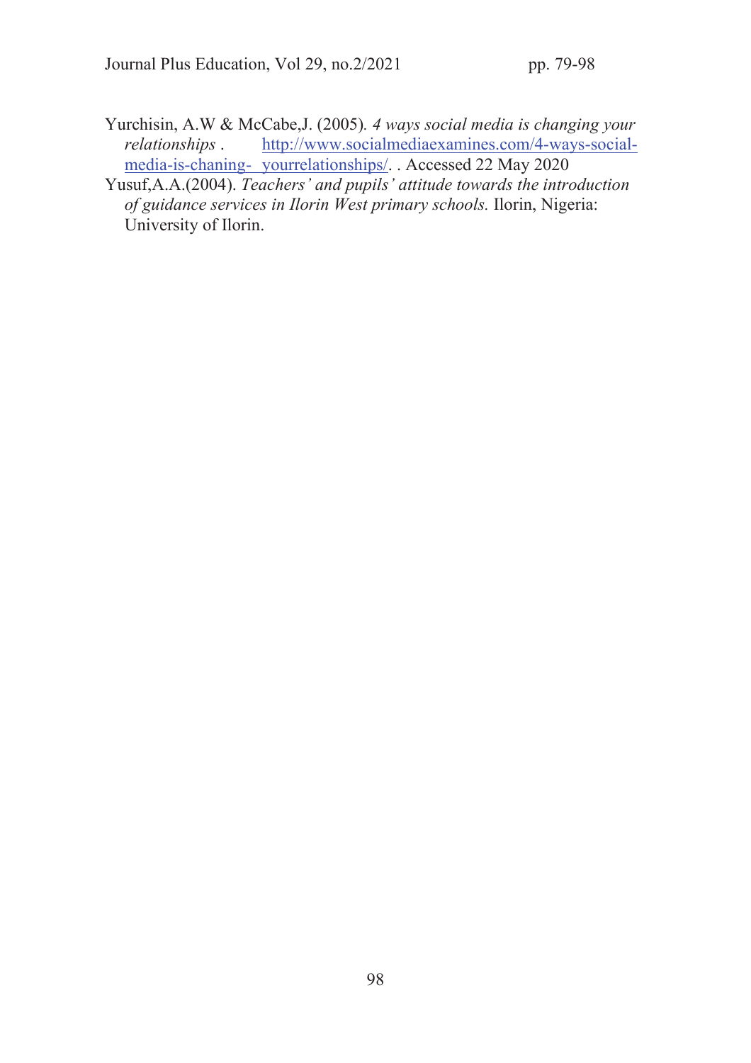Yurchisin, A.W & McCabe,J. (2005). *4 ways social media is changing your relationships* . http://www.socialmediaexamines.com/4-ways-social-media-is-chaning- yourrelationships/. . Accessed 22 May 2020

Yusuf,A.A.(2004). *Teachers' and pupils' attitude towards the introduction of guidance services in Ilorin West primary schools.* Ilorin, Nigeria: University of Ilorin.